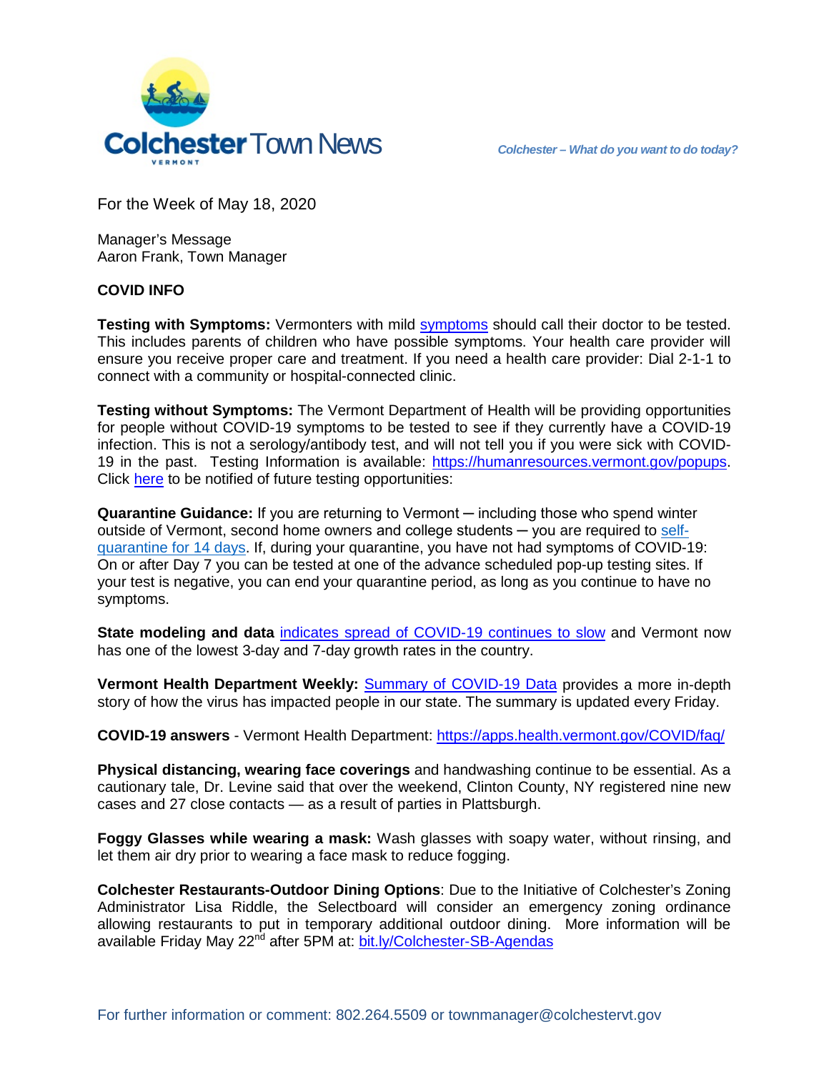# Colchester Town News

*Colchester – What do you want to do today?*

For the Week of May 18, 2020

Manager's Message
Aaron Frank, Town Manager

## COVID INFO

**Testing with Symptoms:** Vermonters with mild symptoms should call their doctor to be tested. This includes parents of children who have possible symptoms. Your health care provider will ensure you receive proper care and treatment. If you need a health care provider: Dial 2-1-1 to connect with a community or hospital-connected clinic.

**Testing without Symptoms:** The Vermont Department of Health will be providing opportunities for people without COVID-19 symptoms to be tested to see if they currently have a COVID-19 infection. This is not a serology/antibody test, and will not tell you if you were sick with COVID-19 in the past. Testing Information is available: https://humanresources.vermont.gov/popups. Click here to be notified of future testing opportunities:

**Quarantine Guidance:** If you are returning to Vermont ─ including those who spend winter outside of Vermont, second home owners and college students ─ you are required to self-quarantine for 14 days. If, during your quarantine, you have not had symptoms of COVID-19: On or after Day 7 you can be tested at one of the advance scheduled pop-up testing sites. If your test is negative, you can end your quarantine period, as long as you continue to have no symptoms.

**State modeling and data** indicates spread of COVID-19 continues to slow and Vermont now has one of the lowest 3-day and 7-day growth rates in the country.

**Vermont Health Department Weekly:** Summary of COVID-19 Data provides a more in-depth story of how the virus has impacted people in our state. The summary is updated every Friday.

**COVID-19 answers** - Vermont Health Department: https://apps.health.vermont.gov/COVID/faq/

**Physical distancing, wearing face coverings** and handwashing continue to be essential. As a cautionary tale, Dr. Levine said that over the weekend, Clinton County, NY registered nine new cases and 27 close contacts — as a result of parties in Plattsburgh.

**Foggy Glasses while wearing a mask:** Wash glasses with soapy water, without rinsing, and let them air dry prior to wearing a face mask to reduce fogging.

**Colchester Restaurants-Outdoor Dining Options**: Due to the Initiative of Colchester's Zoning Administrator Lisa Riddle, the Selectboard will consider an emergency zoning ordinance allowing restaurants to put in temporary additional outdoor dining. More information will be available Friday May 22nd after 5PM at: bit.ly/Colchester-SB-Agendas

For further information or comment: 802.264.5509 or townmanager@colchestervt.gov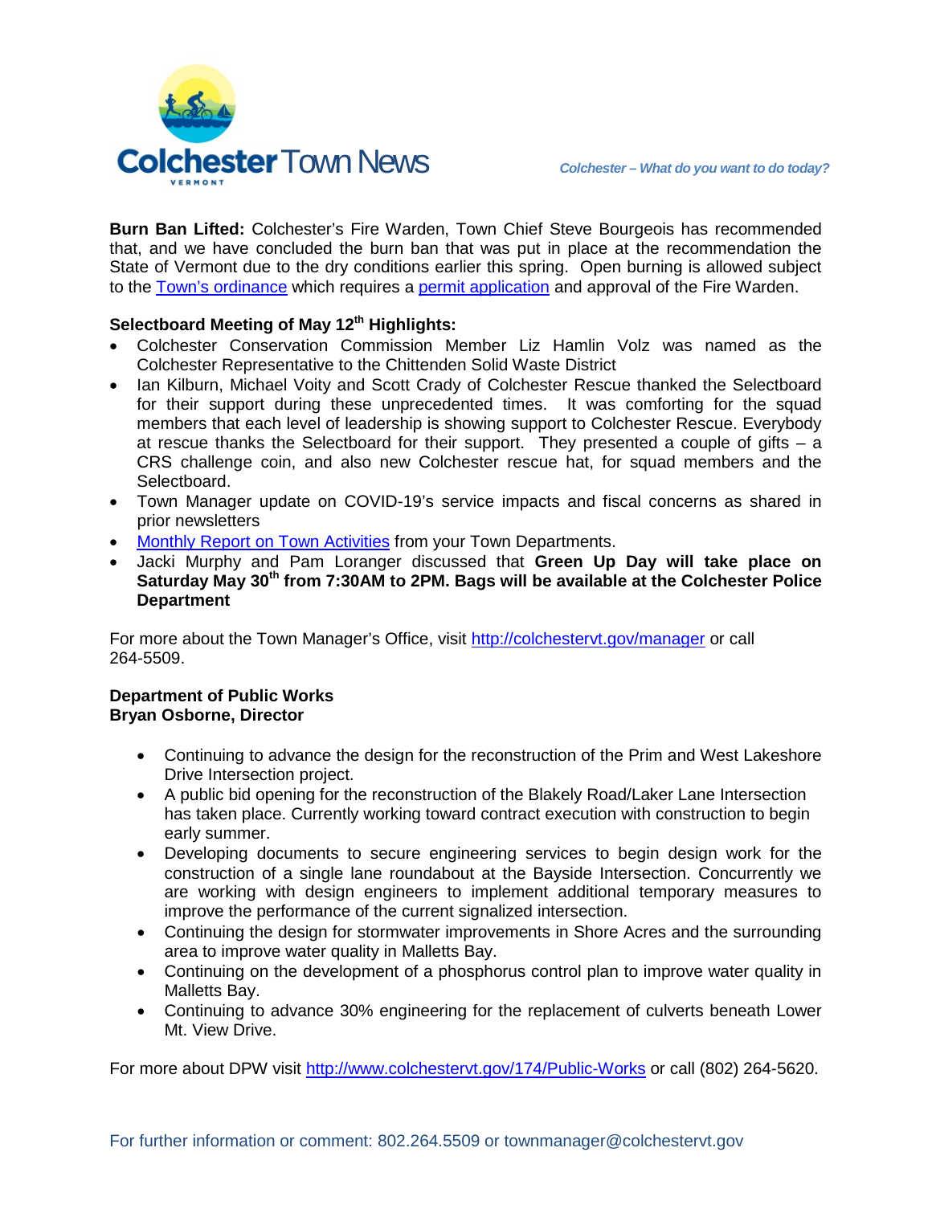**Burn Ban Lifted:** Colchester's Fire Warden, Town Chief Steve Bourgeois has recommended that, and we have concluded the burn ban that was put in place at the recommendation the State of Vermont due to the dry conditions earlier this spring. Open burning is allowed subject to the Town's ordinance which requires a permit application and approval of the Fire Warden.

**Selectboard Meeting of May 12th Highlights:**

- Colchester Conservation Commission Member Liz Hamlin Volz was named as the Colchester Representative to the Chittenden Solid Waste District
- Ian Kilburn, Michael Voity and Scott Crady of Colchester Rescue thanked the Selectboard for their support during these unprecedented times. It was comforting for the squad members that each level of leadership is showing support to Colchester Rescue. Everybody at rescue thanks the Selectboard for their support. They presented a couple of gifts – a CRS challenge coin, and also new Colchester rescue hat, for squad members and the Selectboard.
- Town Manager update on COVID-19's service impacts and fiscal concerns as shared in prior newsletters
- Monthly Report on Town Activities from your Town Departments.
- Jacki Murphy and Pam Loranger discussed that **Green Up Day will take place on Saturday May 30th from 7:30AM to 2PM. Bags will be available at the Colchester Police Department**

For more about the Town Manager's Office, visit http://colchestervt.gov/manager or call 264-5509.

**Department of Public Works**
**Bryan Osborne, Director**

- Continuing to advance the design for the reconstruction of the Prim and West Lakeshore Drive Intersection project.
- A public bid opening for the reconstruction of the Blakely Road/Laker Lane Intersection has taken place. Currently working toward contract execution with construction to begin early summer.
- Developing documents to secure engineering services to begin design work for the construction of a single lane roundabout at the Bayside Intersection. Concurrently we are working with design engineers to implement additional temporary measures to improve the performance of the current signalized intersection.
- Continuing the design for stormwater improvements in Shore Acres and the surrounding area to improve water quality in Malletts Bay.
- Continuing on the development of a phosphorus control plan to improve water quality in Malletts Bay.
- Continuing to advance 30% engineering for the replacement of culverts beneath Lower Mt. View Drive.

For more about DPW visit http://www.colchestervt.gov/174/Public-Works or call (802) 264-5620.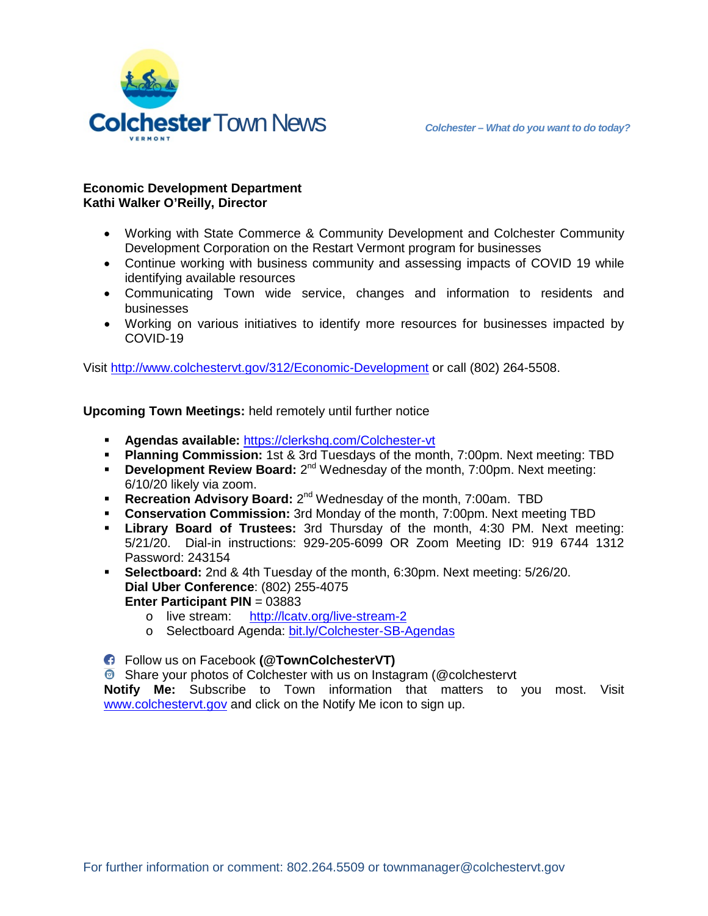**Economic Development Department**
**Kathi Walker O'Reilly, Director**

- Working with State Commerce & Community Development and Colchester Community Development Corporation on the Restart Vermont program for businesses
- Continue working with business community and assessing impacts of COVID 19 while identifying available resources
- Communicating Town wide service, changes and information to residents and businesses
- Working on various initiatives to identify more resources for businesses impacted by COVID-19

Visit http://www.colchestervt.gov/312/Economic-Development or call (802) 264-5508.

**Upcoming Town Meetings:** held remotely until further notice

- **Agendas available:** https://clerkshq.com/Colchester-vt
- **Planning Commission:** 1st & 3rd Tuesdays of the month, 7:00pm. Next meeting: TBD
- **Development Review Board:** 2nd Wednesday of the month, 7:00pm. Next meeting: 6/10/20 likely via zoom.
- **Recreation Advisory Board:** 2nd Wednesday of the month, 7:00am. TBD
- **Conservation Commission:** 3rd Monday of the month, 7:00pm. Next meeting TBD
- **Library Board of Trustees:** 3rd Thursday of the month, 4:30 PM. Next meeting: 5/21/20. Dial-in instructions: 929-205-6099 OR Zoom Meeting ID: 919 6744 1312 Password: 243154
- **Selectboard:** 2nd & 4th Tuesday of the month, 6:30pm. Next meeting: 5/26/20.
  **Dial Uber Conference**: (802) 255-4075
  **Enter Participant PIN** = 03883
  - live stream: http://lcatv.org/live-stream-2
  - Selectboard Agenda: bit.ly/Colchester-SB-Agendas

Follow us on Facebook **(@TownColchesterVT)**

Share your photos of Colchester with us on Instagram (@colchestervt

**Notify Me:** Subscribe to Town information that matters to you most. Visit www.colchestervt.gov and click on the Notify Me icon to sign up.